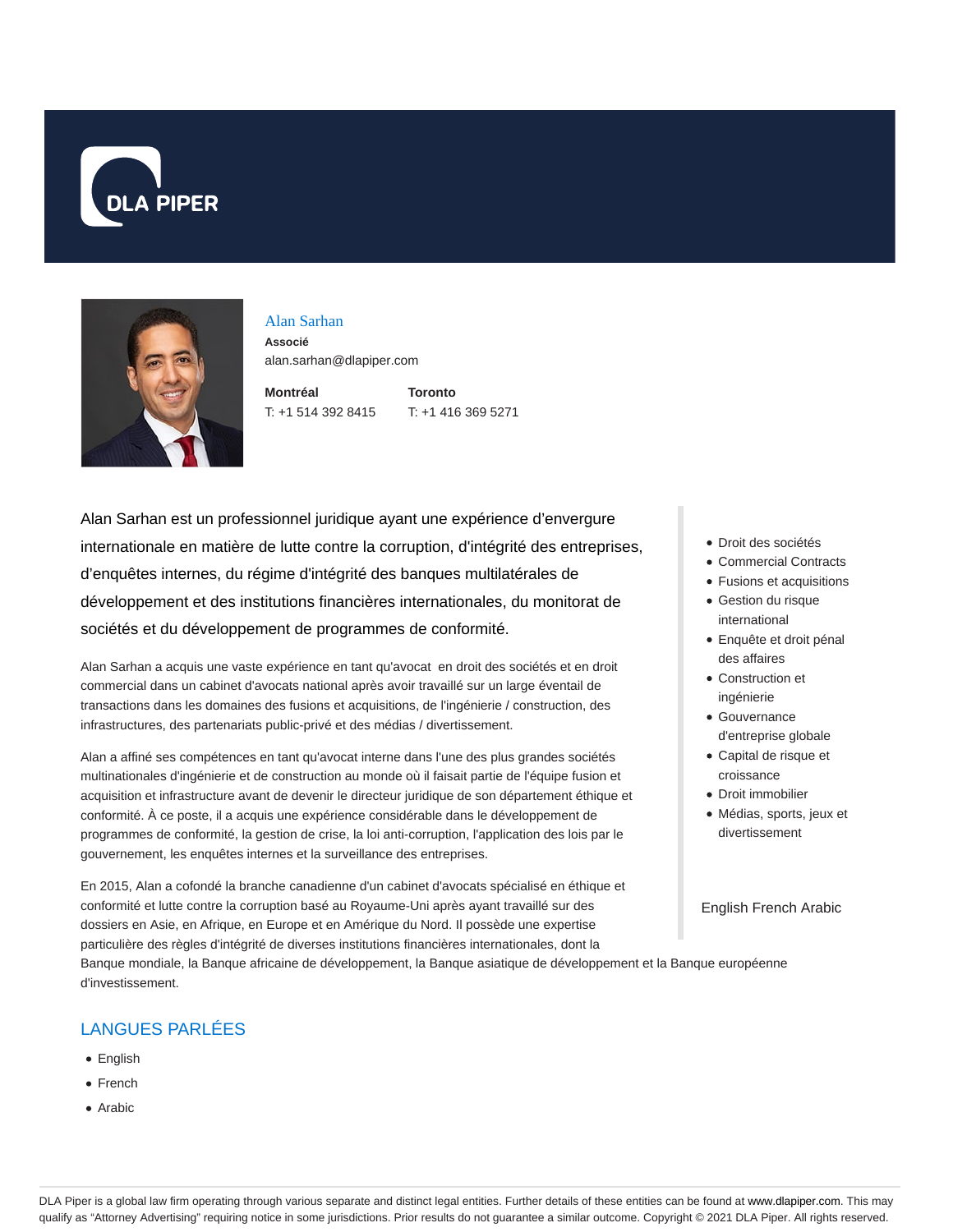DLA PIPER

## Alan Sarhan

**Associé**

alan.sarhan@dlapiper.com

**Montréal**
T: +1 514 392 8415

**Toronto**
T: +1 416 369 5271

Alan Sarhan est un professionnel juridique ayant une expérience d'envergure internationale en matière de lutte contre la corruption, d'intégrité des entreprises, d'enquêtes internes, du régime d'intégrité des banques multilatérales de développement et des institutions financières internationales, du monitorat de sociétés et du développement de programmes de conformité.

Alan Sarhan a acquis une vaste expérience en tant qu'avocat en droit des sociétés et en droit commercial dans un cabinet d'avocats national après avoir travaillé sur un large éventail de transactions dans les domaines des fusions et acquisitions, de l'ingénierie / construction, des infrastructures, des partenariats public-privé et des médias / divertissement.

Alan a affiné ses compétences en tant qu'avocat interne dans l'une des plus grandes sociétés multinationales d'ingénierie et de construction au monde où il faisait partie de l'équipe fusion et acquisition et infrastructure avant de devenir le directeur juridique de son département éthique et conformité. À ce poste, il a acquis une expérience considérable dans le développement de programmes de conformité, la gestion de crise, la loi anti-corruption, l'application des lois par le gouvernement, les enquêtes internes et la surveillance des entreprises.

En 2015, Alan a cofondé la branche canadienne d'un cabinet d'avocats spécialisé en éthique et conformité et lutte contre la corruption basé au Royaume-Uni après ayant travaillé sur des dossiers en Asie, en Afrique, en Europe et en Amérique du Nord. Il possède une expertise particulière des règles d'intégrité de diverses institutions financières internationales, dont la Banque mondiale, la Banque africaine de développement, la Banque asiatique de développement et la Banque européenne d'investissement.

- Droit des sociétés
- Commercial Contracts
- Fusions et acquisitions
- Gestion du risque international
- Enquête et droit pénal des affaires
- Construction et ingénierie
- Gouvernance d'entreprise globale
- Capital de risque et croissance
- Droit immobilier
- Médias, sports, jeux et divertissement

English French Arabic

## LANGUES PARLÉES

- English
- French
- Arabic

DLA Piper is a global law firm operating through various separate and distinct legal entities. Further details of these entities can be found at www.dlapiper.com. This may qualify as "Attorney Advertising" requiring notice in some jurisdictions. Prior results do not guarantee a similar outcome. Copyright © 2021 DLA Piper. All rights reserved.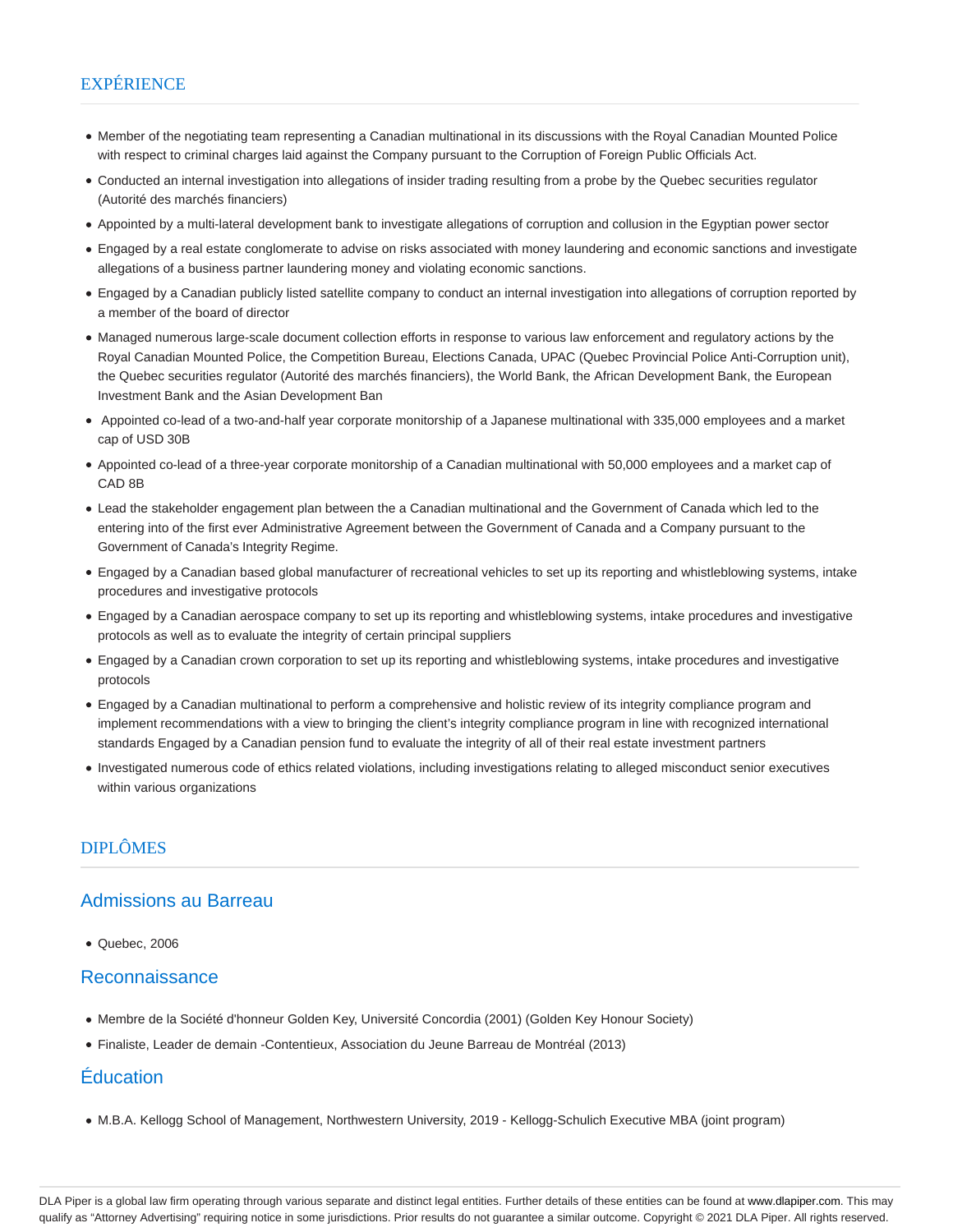## EXPÉRIENCE

- Member of the negotiating team representing a Canadian multinational in its discussions with the Royal Canadian Mounted Police with respect to criminal charges laid against the Company pursuant to the Corruption of Foreign Public Officials Act.
- Conducted an internal investigation into allegations of insider trading resulting from a probe by the Quebec securities regulator (Autorité des marchés financiers)
- Appointed by a multi-lateral development bank to investigate allegations of corruption and collusion in the Egyptian power sector
- Engaged by a real estate conglomerate to advise on risks associated with money laundering and economic sanctions and investigate allegations of a business partner laundering money and violating economic sanctions.
- Engaged by a Canadian publicly listed satellite company to conduct an internal investigation into allegations of corruption reported by a member of the board of director
- Managed numerous large-scale document collection efforts in response to various law enforcement and regulatory actions by the Royal Canadian Mounted Police, the Competition Bureau, Elections Canada, UPAC (Quebec Provincial Police Anti-Corruption unit), the Quebec securities regulator (Autorité des marchés financiers), the World Bank, the African Development Bank, the European Investment Bank and the Asian Development Ban
- Appointed co-lead of a two-and-half year corporate monitorship of a Japanese multinational with 335,000 employees and a market cap of USD 30B
- Appointed co-lead of a three-year corporate monitorship of a Canadian multinational with 50,000 employees and a market cap of CAD 8B
- Lead the stakeholder engagement plan between the a Canadian multinational and the Government of Canada which led to the entering into of the first ever Administrative Agreement between the Government of Canada and a Company pursuant to the Government of Canada's Integrity Regime.
- Engaged by a Canadian based global manufacturer of recreational vehicles to set up its reporting and whistleblowing systems, intake procedures and investigative protocols
- Engaged by a Canadian aerospace company to set up its reporting and whistleblowing systems, intake procedures and investigative protocols as well as to evaluate the integrity of certain principal suppliers
- Engaged by a Canadian crown corporation to set up its reporting and whistleblowing systems, intake procedures and investigative protocols
- Engaged by a Canadian multinational to perform a comprehensive and holistic review of its integrity compliance program and implement recommendations with a view to bringing the client's integrity compliance program in line with recognized international standards Engaged by a Canadian pension fund to evaluate the integrity of all of their real estate investment partners
- Investigated numerous code of ethics related violations, including investigations relating to alleged misconduct senior executives within various organizations

## DIPLÔMES

### Admissions au Barreau

- Quebec, 2006

### Reconnaissance

- Membre de la Société d'honneur Golden Key, Université Concordia (2001) (Golden Key Honour Society)
- Finaliste, Leader de demain -Contentieux, Association du Jeune Barreau de Montréal (2013)

### Éducation

- M.B.A. Kellogg School of Management, Northwestern University, 2019 - Kellogg-Schulich Executive MBA (joint program)

DLA Piper is a global law firm operating through various separate and distinct legal entities. Further details of these entities can be found at www.dlapiper.com. This may qualify as "Attorney Advertising" requiring notice in some jurisdictions. Prior results do not guarantee a similar outcome. Copyright © 2021 DLA Piper. All rights reserved.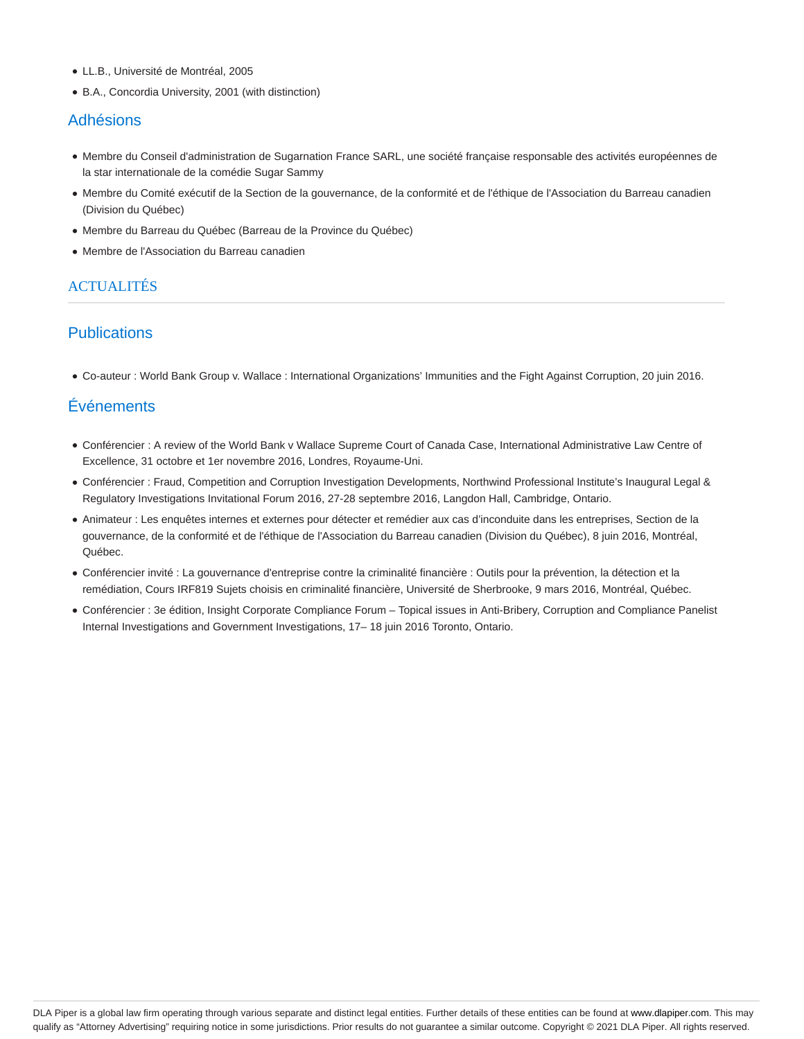- LL.B., Université de Montréal, 2005
- B.A., Concordia University, 2001 (with distinction)

## Adhésions

- Membre du Conseil d'administration de Sugarnation France SARL, une société française responsable des activités européennes de la star internationale de la comédie Sugar Sammy
- Membre du Comité exécutif de la Section de la gouvernance, de la conformité et de l'éthique de l'Association du Barreau canadien (Division du Québec)
- Membre du Barreau du Québec (Barreau de la Province du Québec)
- Membre de l'Association du Barreau canadien

## ACTUALITÉS

## Publications

- Co-auteur : World Bank Group v. Wallace : International Organizations' Immunities and the Fight Against Corruption, 20 juin 2016.

## Événements

- Conférencier : A review of the World Bank v Wallace Supreme Court of Canada Case, International Administrative Law Centre of Excellence, 31 octobre et 1er novembre 2016, Londres, Royaume-Uni.
- Conférencier : Fraud, Competition and Corruption Investigation Developments, Northwind Professional Institute's Inaugural Legal & Regulatory Investigations Invitational Forum 2016, 27-28 septembre 2016, Langdon Hall, Cambridge, Ontario.
- Animateur : Les enquêtes internes et externes pour détecter et remédier aux cas d'inconduite dans les entreprises, Section de la gouvernance, de la conformité et de l'éthique de l'Association du Barreau canadien (Division du Québec), 8 juin 2016, Montréal, Québec.
- Conférencier invité : La gouvernance d'entreprise contre la criminalité financière : Outils pour la prévention, la détection et la remédiation, Cours IRF819 Sujets choisis en criminalité financière, Université de Sherbrooke, 9 mars 2016, Montréal, Québec.
- Conférencier : 3e édition, Insight Corporate Compliance Forum – Topical issues in Anti-Bribery, Corruption and Compliance Panelist Internal Investigations and Government Investigations, 17– 18 juin 2016 Toronto, Ontario.

DLA Piper is a global law firm operating through various separate and distinct legal entities. Further details of these entities can be found at www.dlapiper.com. This may qualify as "Attorney Advertising" requiring notice in some jurisdictions. Prior results do not guarantee a similar outcome. Copyright © 2021 DLA Piper. All rights reserved.